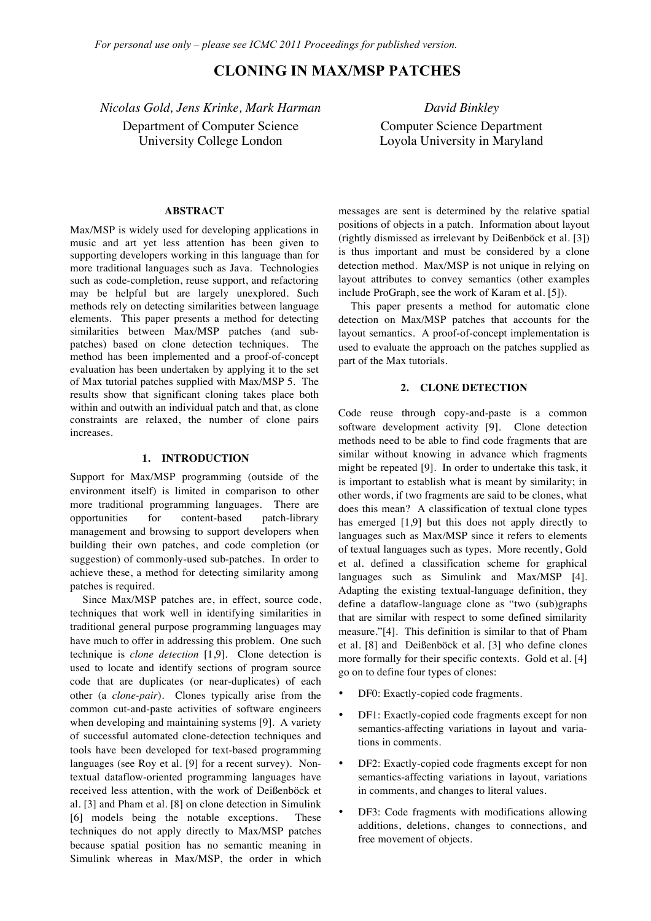*For personal use only – please see ICMC 2011 Proceedings for published version.*

# CLONING IN MAX/MSP PATCHES

*Nicolas Gold, Jens Krinke, Mark Harman*
Department of Computer Science
University College London

*David Binkley*
Computer Science Department
Loyola University in Maryland

## ABSTRACT

Max/MSP is widely used for developing applications in music and art yet less attention has been given to supporting developers working in this language than for more traditional languages such as Java. Technologies such as code-completion, reuse support, and refactoring may be helpful but are largely unexplored. Such methods rely on detecting similarities between language elements. This paper presents a method for detecting similarities between Max/MSP patches (and sub-patches) based on clone detection techniques. The method has been implemented and a proof-of-concept evaluation has been undertaken by applying it to the set of Max tutorial patches supplied with Max/MSP 5. The results show that significant cloning takes place both within and outwith an individual patch and that, as clone constraints are relaxed, the number of clone pairs increases.

## 1. INTRODUCTION

Support for Max/MSP programming (outside of the environment itself) is limited in comparison to other more traditional programming languages. There are opportunities for content-based patch-library management and browsing to support developers when building their own patches, and code completion (or suggestion) of commonly-used sub-patches. In order to achieve these, a method for detecting similarity among patches is required.

Since Max/MSP patches are, in effect, source code, techniques that work well in identifying similarities in traditional general purpose programming languages may have much to offer in addressing this problem. One such technique is *clone detection* [1,9]. Clone detection is used to locate and identify sections of program source code that are duplicates (or near-duplicates) of each other (a *clone-pair*). Clones typically arise from the common cut-and-paste activities of software engineers when developing and maintaining systems [9]. A variety of successful automated clone-detection techniques and tools have been developed for text-based programming languages (see Roy et al. [9] for a recent survey). Non-textual dataflow-oriented programming languages have received less attention, with the work of Deißenböck et al. [3] and Pham et al. [8] on clone detection in Simulink [6] models being the notable exceptions. These techniques do not apply directly to Max/MSP patches because spatial position has no semantic meaning in Simulink whereas in Max/MSP, the order in which messages are sent is determined by the relative spatial positions of objects in a patch. Information about layout (rightly dismissed as irrelevant by Deißenböck et al. [3]) is thus important and must be considered by a clone detection method. Max/MSP is not unique in relying on layout attributes to convey semantics (other examples include ProGraph, see the work of Karam et al. [5]).

This paper presents a method for automatic clone detection on Max/MSP patches that accounts for the layout semantics. A proof-of-concept implementation is used to evaluate the approach on the patches supplied as part of the Max tutorials.

## 2. CLONE DETECTION

Code reuse through copy-and-paste is a common software development activity [9]. Clone detection methods need to be able to find code fragments that are similar without knowing in advance which fragments might be repeated [9]. In order to undertake this task, it is important to establish what is meant by similarity; in other words, if two fragments are said to be clones, what does this mean? A classification of textual clone types has emerged [1,9] but this does not apply directly to languages such as Max/MSP since it refers to elements of textual languages such as types. More recently, Gold et al. defined a classification scheme for graphical languages such as Simulink and Max/MSP [4]. Adapting the existing textual-language definition, they define a dataflow-language clone as "two (sub)graphs that are similar with respect to some defined similarity measure."[4]. This definition is similar to that of Pham et al. [8] and Deißenböck et al. [3] who define clones more formally for their specific contexts. Gold et al. [4] go on to define four types of clones:

- DF0: Exactly-copied code fragments.
- DF1: Exactly-copied code fragments except for non semantics-affecting variations in layout and variations in comments.
- DF2: Exactly-copied code fragments except for non semantics-affecting variations in layout, variations in comments, and changes to literal values.
- DF3: Code fragments with modifications allowing additions, deletions, changes to connections, and free movement of objects.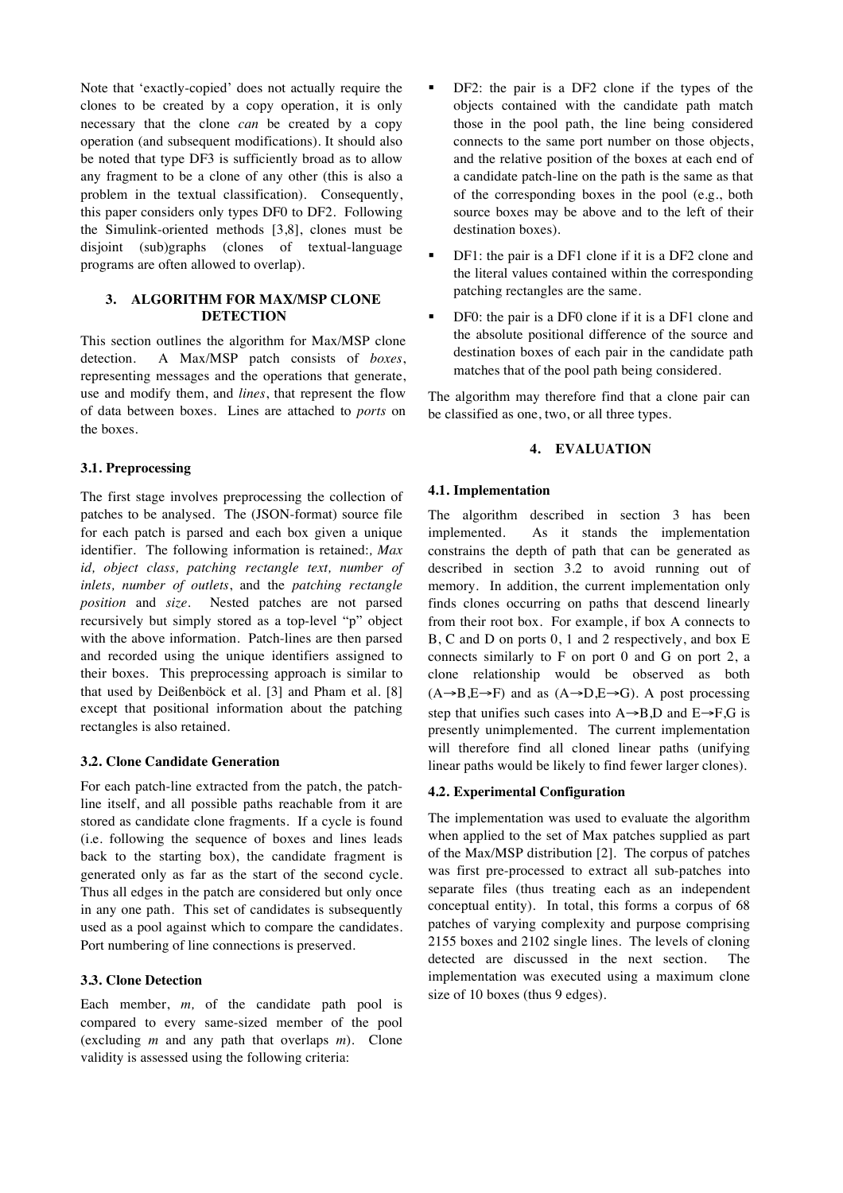Note that 'exactly-copied' does not actually require the clones to be created by a copy operation, it is only necessary that the clone *can* be created by a copy operation (and subsequent modifications). It should also be noted that type DF3 is sufficiently broad as to allow any fragment to be a clone of any other (this is also a problem in the textual classification). Consequently, this paper considers only types DF0 to DF2. Following the Simulink-oriented methods [3,8], clones must be disjoint (sub)graphs (clones of textual-language programs are often allowed to overlap).

## 3. ALGORITHM FOR MAX/MSP CLONE DETECTION

This section outlines the algorithm for Max/MSP clone detection. A Max/MSP patch consists of *boxes*, representing messages and the operations that generate, use and modify them, and *lines*, that represent the flow of data between boxes. Lines are attached to *ports* on the boxes.

### 3.1. Preprocessing

The first stage involves preprocessing the collection of patches to be analysed. The (JSON-format) source file for each patch is parsed and each box given a unique identifier. The following information is retained:*, Max id, object class, patching rectangle text, number of inlets, number of outlets*, and the *patching rectangle position* and *size*. Nested patches are not parsed recursively but simply stored as a top-level "p" object with the above information. Patch-lines are then parsed and recorded using the unique identifiers assigned to their boxes. This preprocessing approach is similar to that used by Deißenböck et al. [3] and Pham et al. [8] except that positional information about the patching rectangles is also retained.

### 3.2. Clone Candidate Generation

For each patch-line extracted from the patch, the patch-line itself, and all possible paths reachable from it are stored as candidate clone fragments. If a cycle is found (i.e. following the sequence of boxes and lines leads back to the starting box), the candidate fragment is generated only as far as the start of the second cycle. Thus all edges in the patch are considered but only once in any one path. This set of candidates is subsequently used as a pool against which to compare the candidates. Port numbering of line connections is preserved.

### 3.3. Clone Detection

Each member, *m,* of the candidate path pool is compared to every same-sized member of the pool (excluding *m* and any path that overlaps *m*). Clone validity is assessed using the following criteria:

- DF2: the pair is a DF2 clone if the types of the objects contained with the candidate path match those in the pool path, the line being considered connects to the same port number on those objects, and the relative position of the boxes at each end of a candidate patch-line on the path is the same as that of the corresponding boxes in the pool (e.g., both source boxes may be above and to the left of their destination boxes).
- DF1: the pair is a DF1 clone if it is a DF2 clone and the literal values contained within the corresponding patching rectangles are the same.
- DF0: the pair is a DF0 clone if it is a DF1 clone and the absolute positional difference of the source and destination boxes of each pair in the candidate path matches that of the pool path being considered.

The algorithm may therefore find that a clone pair can be classified as one, two, or all three types.

## 4. EVALUATION

### 4.1. Implementation

The algorithm described in section 3 has been implemented. As it stands the implementation constrains the depth of path that can be generated as described in section 3.2 to avoid running out of memory. In addition, the current implementation only finds clones occurring on paths that descend linearly from their root box. For example, if box A connects to B, C and D on ports 0, 1 and 2 respectively, and box E connects similarly to F on port 0 and G on port 2, a clone relationship would be observed as both (A→B,E→F) and as (A→D,E→G). A post processing step that unifies such cases into A→B,D and E→F,G is presently unimplemented. The current implementation will therefore find all cloned linear paths (unifying linear paths would be likely to find fewer larger clones).

### 4.2. Experimental Configuration

The implementation was used to evaluate the algorithm when applied to the set of Max patches supplied as part of the Max/MSP distribution [2]. The corpus of patches was first pre-processed to extract all sub-patches into separate files (thus treating each as an independent conceptual entity). In total, this forms a corpus of 68 patches of varying complexity and purpose comprising 2155 boxes and 2102 single lines. The levels of cloning detected are discussed in the next section. The implementation was executed using a maximum clone size of 10 boxes (thus 9 edges).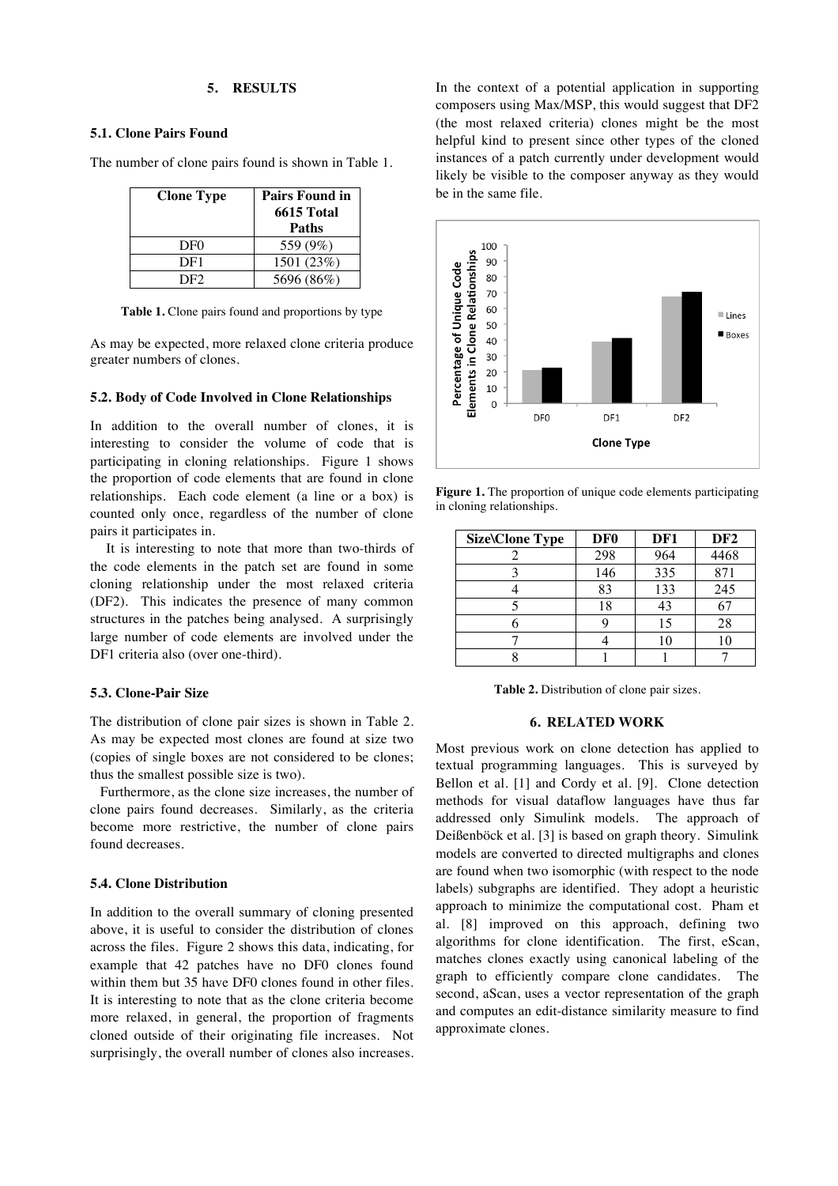## 5. RESULTS

### 5.1. Clone Pairs Found

The number of clone pairs found is shown in Table 1.

| Clone Type | Pairs Found in 6615 Total Paths |
|---|---|
| DF0 | 559 (9%) |
| DF1 | 1501 (23%) |
| DF2 | 5696 (86%) |

**Table 1.** Clone pairs found and proportions by type

As may be expected, more relaxed clone criteria produce greater numbers of clones.

### 5.2. Body of Code Involved in Clone Relationships

In addition to the overall number of clones, it is interesting to consider the volume of code that is participating in cloning relationships. Figure 1 shows the proportion of code elements that are found in clone relationships. Each code element (a line or a box) is counted only once, regardless of the number of clone pairs it participates in.

It is interesting to note that more than two-thirds of the code elements in the patch set are found in some cloning relationship under the most relaxed criteria (DF2). This indicates the presence of many common structures in the patches being analysed. A surprisingly large number of code elements are involved under the DF1 criteria also (over one-third).

### 5.3. Clone-Pair Size

The distribution of clone pair sizes is shown in Table 2. As may be expected most clones are found at size two (copies of single boxes are not considered to be clones; thus the smallest possible size is two).

Furthermore, as the clone size increases, the number of clone pairs found decreases. Similarly, as the criteria become more restrictive, the number of clone pairs found decreases.

### 5.4. Clone Distribution

In addition to the overall summary of cloning presented above, it is useful to consider the distribution of clones across the files. Figure 2 shows this data, indicating, for example that 42 patches have no DF0 clones found within them but 35 have DF0 clones found in other files. It is interesting to note that as the clone criteria become more relaxed, in general, the proportion of fragments cloned outside of their originating file increases. Not surprisingly, the overall number of clones also increases. In the context of a potential application in supporting composers using Max/MSP, this would suggest that DF2 (the most relaxed criteria) clones might be the most helpful kind to present since other types of the cloned instances of a patch currently under development would likely be visible to the composer anyway as they would be in the same file.

**Figure 1.** The proportion of unique code elements participating in cloning relationships.

| Size\Clone Type | DF0 | DF1 | DF2 |
|---|---|---|---|
| 2 | 298 | 964 | 4468 |
| 3 | 146 | 335 | 871 |
| 4 | 83 | 133 | 245 |
| 5 | 18 | 43 | 67 |
| 6 | 9 | 15 | 28 |
| 7 | 4 | 10 | 10 |
| 8 | 1 | 1 | 7 |

**Table 2.** Distribution of clone pair sizes.

## 6. RELATED WORK

Most previous work on clone detection has applied to textual programming languages. This is surveyed by Bellon et al. [1] and Cordy et al. [9]. Clone detection methods for visual dataflow languages have thus far addressed only Simulink models. The approach of Deißenböck et al. [3] is based on graph theory. Simulink models are converted to directed multigraphs and clones are found when two isomorphic (with respect to the node labels) subgraphs are identified. They adopt a heuristic approach to minimize the computational cost. Pham et al. [8] improved on this approach, defining two algorithms for clone identification. The first, eScan, matches clones exactly using canonical labeling of the graph to efficiently compare clone candidates. The second, aScan, uses a vector representation of the graph and computes an edit-distance similarity measure to find approximate clones.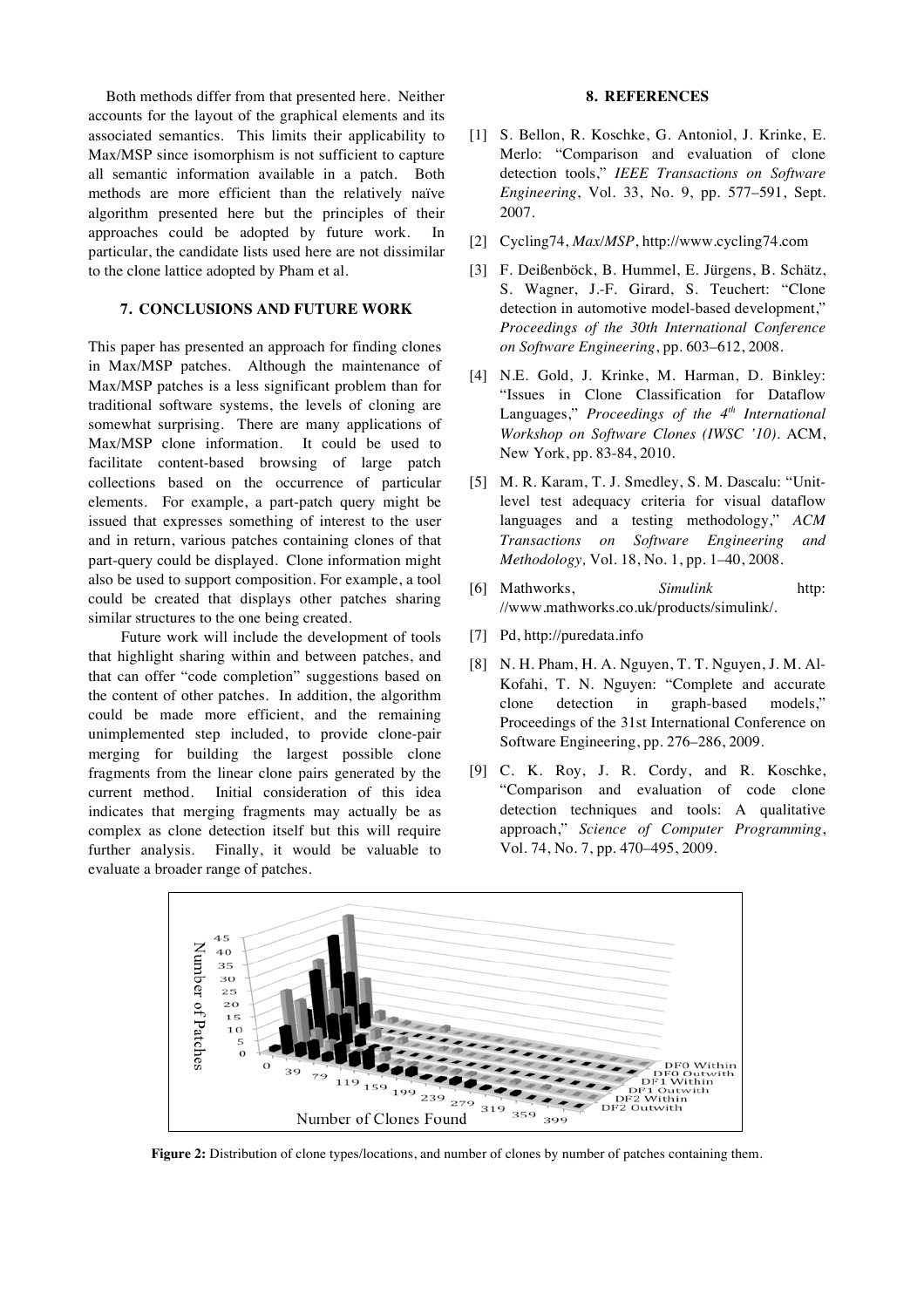Both methods differ from that presented here. Neither accounts for the layout of the graphical elements and its associated semantics. This limits their applicability to Max/MSP since isomorphism is not sufficient to capture all semantic information available in a patch. Both methods are more efficient than the relatively naïve algorithm presented here but the principles of their approaches could be adopted by future work. In particular, the candidate lists used here are not dissimilar to the clone lattice adopted by Pham et al.

## 7. CONCLUSIONS AND FUTURE WORK

This paper has presented an approach for finding clones in Max/MSP patches. Although the maintenance of Max/MSP patches is a less significant problem than for traditional software systems, the levels of cloning are somewhat surprising. There are many applications of Max/MSP clone information. It could be used to facilitate content-based browsing of large patch collections based on the occurrence of particular elements. For example, a part-patch query might be issued that expresses something of interest to the user and in return, various patches containing clones of that part-query could be displayed. Clone information might also be used to support composition. For example, a tool could be created that displays other patches sharing similar structures to the one being created.

Future work will include the development of tools that highlight sharing within and between patches, and that can offer "code completion" suggestions based on the content of other patches. In addition, the algorithm could be made more efficient, and the remaining unimplemented step included, to provide clone-pair merging for building the largest possible clone fragments from the linear clone pairs generated by the current method. Initial consideration of this idea indicates that merging fragments may actually be as complex as clone detection itself but this will require further analysis. Finally, it would be valuable to evaluate a broader range of patches.

## 8. REFERENCES

[1] S. Bellon, R. Koschke, G. Antoniol, J. Krinke, E. Merlo: "Comparison and evaluation of clone detection tools," *IEEE Transactions on Software Engineering*, Vol. 33, No. 9, pp. 577–591, Sept. 2007.

[2] Cycling74, *Max/MSP*, http://www.cycling74.com

[3] F. Deißenböck, B. Hummel, E. Jürgens, B. Schätz, S. Wagner, J.-F. Girard, S. Teuchert: "Clone detection in automotive model-based development," *Proceedings of the 30th International Conference on Software Engineering*, pp. 603–612, 2008.

[4] N.E. Gold, J. Krinke, M. Harman, D. Binkley: "Issues in Clone Classification for Dataflow Languages," *Proceedings of the 4th International Workshop on Software Clones (IWSC '10)*. ACM, New York, pp. 83-84, 2010.

[5] M. R. Karam, T. J. Smedley, S. M. Dascalu: "Unit-level test adequacy criteria for visual dataflow languages and a testing methodology," *ACM Transactions on Software Engineering and Methodology,* Vol. 18, No. 1, pp. 1–40, 2008.

[6] Mathworks, *Simulink* http: //www.mathworks.co.uk/products/simulink/.

[7] Pd, http://puredata.info

[8] N. H. Pham, H. A. Nguyen, T. T. Nguyen, J. M. Al-Kofahi, T. N. Nguyen: "Complete and accurate clone detection in graph-based models," Proceedings of the 31st International Conference on Software Engineering, pp. 276–286, 2009.

[9] C. K. Roy, J. R. Cordy, and R. Koschke, "Comparison and evaluation of code clone detection techniques and tools: A qualitative approach," *Science of Computer Programming*, Vol. 74, No. 7, pp. 470–495, 2009.

Number of Patches
45
40
35
30
25
20
15
10
5
0
0
39
79
119
159
199
239
279
319
359
399
Number of Clones Found
DF0 Within
DF0 Outwith
DF1 Within
DF1 Outwith
DF2 Within
DF2 Outwith

**Figure 2:** Distribution of clone types/locations, and number of clones by number of patches containing them.